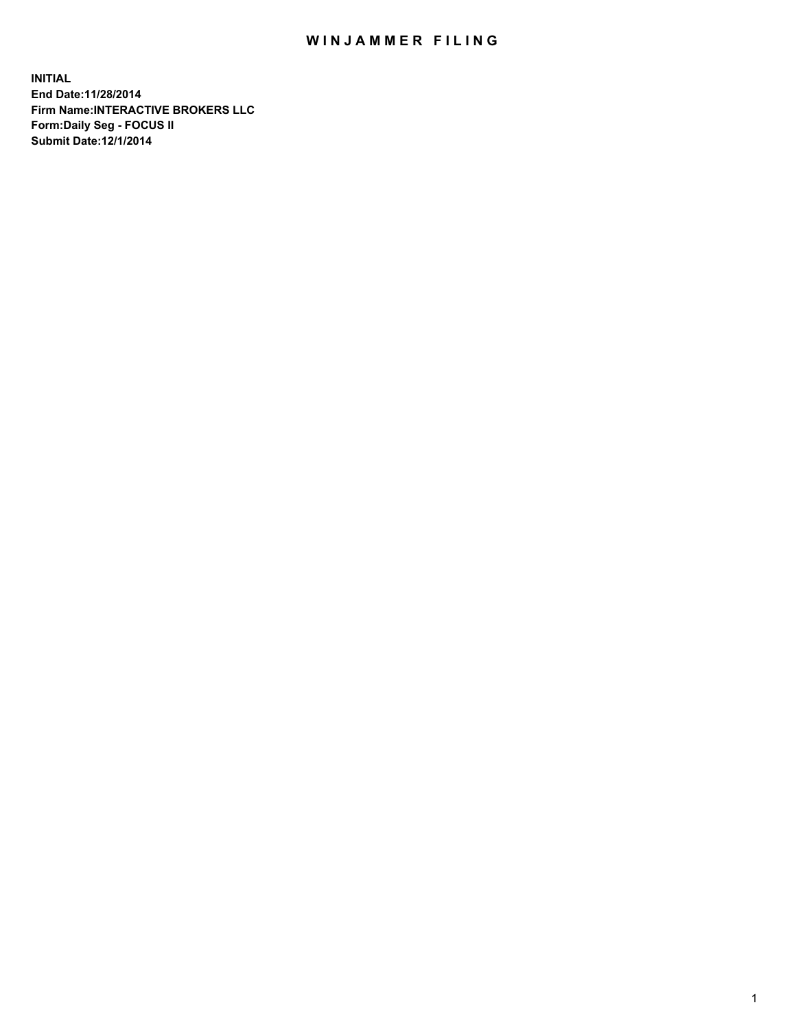# WINJAMMER FILING

**INITIAL**
**End Date:11/28/2014**
**Firm Name:INTERACTIVE BROKERS LLC**
**Form:Daily Seg - FOCUS II**
**Submit Date:12/1/2014**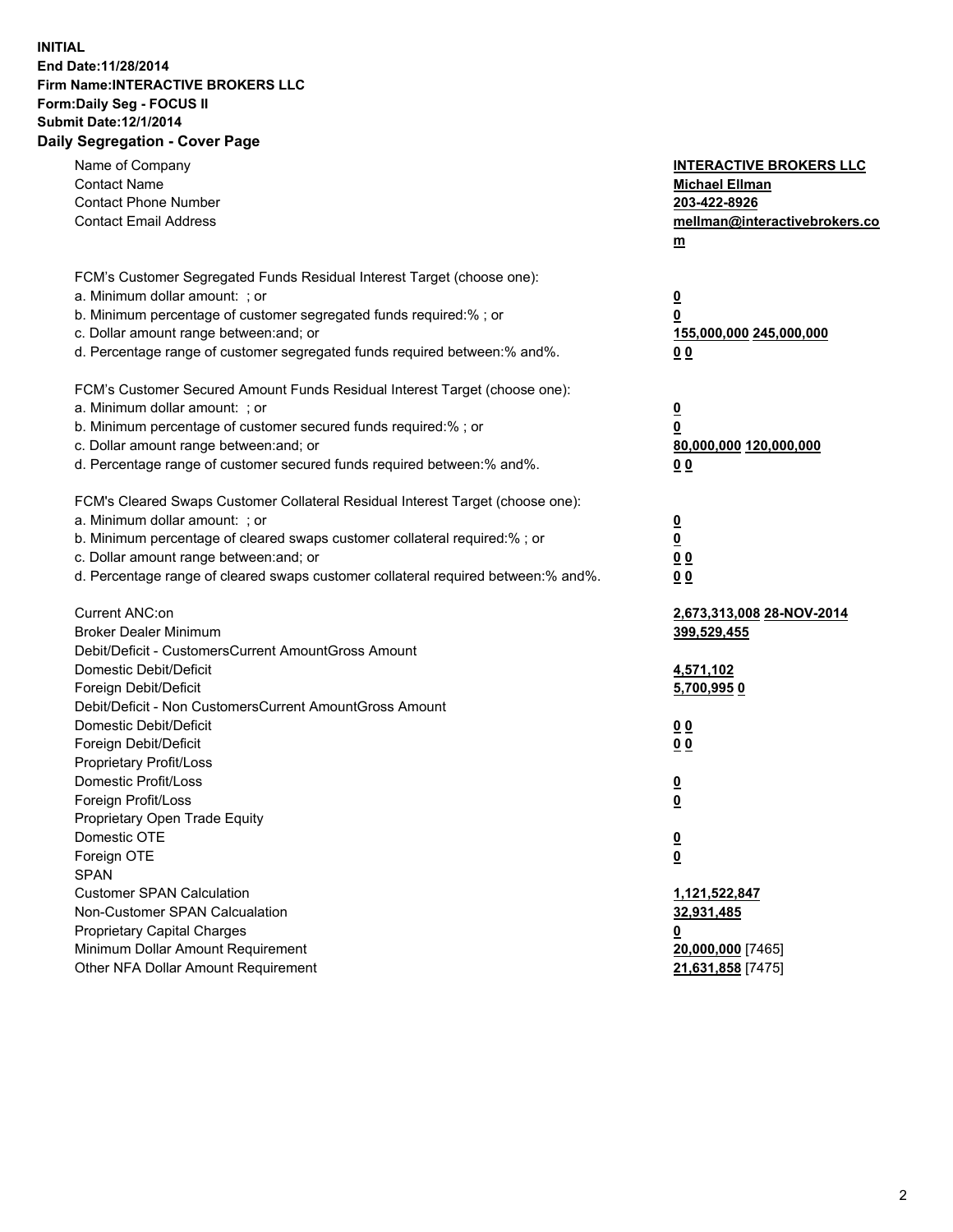**INITIAL**
**End Date:11/28/2014**
**Firm Name:INTERACTIVE BROKERS LLC**
**Form:Daily Seg - FOCUS II**
**Submit Date:12/1/2014**

## Daily Segregation - Cover Page

| | |
|---|---|
| Name of Company | **INTERACTIVE BROKERS LLC** |
| Contact Name | **Michael Ellman** |
| Contact Phone Number | **203-422-8926** |
| Contact Email Address | **mellman@interactivebrokers.com** |
| FCM's Customer Segregated Funds Residual Interest Target (choose one): | |
| a. Minimum dollar amount: ; or | **0** |
| b. Minimum percentage of customer segregated funds required:% ; or | **0** |
| c. Dollar amount range between:and; or | **155,000,000 245,000,000** |
| d. Percentage range of customer segregated funds required between:% and%. | **0 0** |
| FCM's Customer Secured Amount Funds Residual Interest Target (choose one): | |
| a. Minimum dollar amount: ; or | **0** |
| b. Minimum percentage of customer secured funds required:% ; or | **0** |
| c. Dollar amount range between:and; or | **80,000,000 120,000,000** |
| d. Percentage range of customer secured funds required between:% and%. | **0 0** |
| FCM's Cleared Swaps Customer Collateral Residual Interest Target (choose one): | |
| a. Minimum dollar amount: ; or | **0** |
| b. Minimum percentage of cleared swaps customer collateral required:% ; or | **0** |
| c. Dollar amount range between:and; or | **0 0** |
| d. Percentage range of cleared swaps customer collateral required between:% and%. | **0 0** |
| Current ANC:on | **2,673,313,008 28-NOV-2014** |
| Broker Dealer Minimum | **399,529,455** |
| Debit/Deficit - CustomersCurrent AmountGross Amount | |
| Domestic Debit/Deficit | **4,571,102** |
| Foreign Debit/Deficit | **5,700,995 0** |
| Debit/Deficit - Non CustomersCurrent AmountGross Amount | |
| Domestic Debit/Deficit | **0 0** |
| Foreign Debit/Deficit | **0 0** |
| Proprietary Profit/Loss | |
| Domestic Profit/Loss | **0** |
| Foreign Profit/Loss | **0** |
| Proprietary Open Trade Equity | |
| Domestic OTE | **0** |
| Foreign OTE | **0** |
| SPAN | |
| Customer SPAN Calculation | **1,121,522,847** |
| Non-Customer SPAN Calcualation | **32,931,485** |
| Proprietary Capital Charges | **0** |
| Minimum Dollar Amount Requirement | **20,000,000** [7465] |
| Other NFA Dollar Amount Requirement | **21,631,858** [7475] |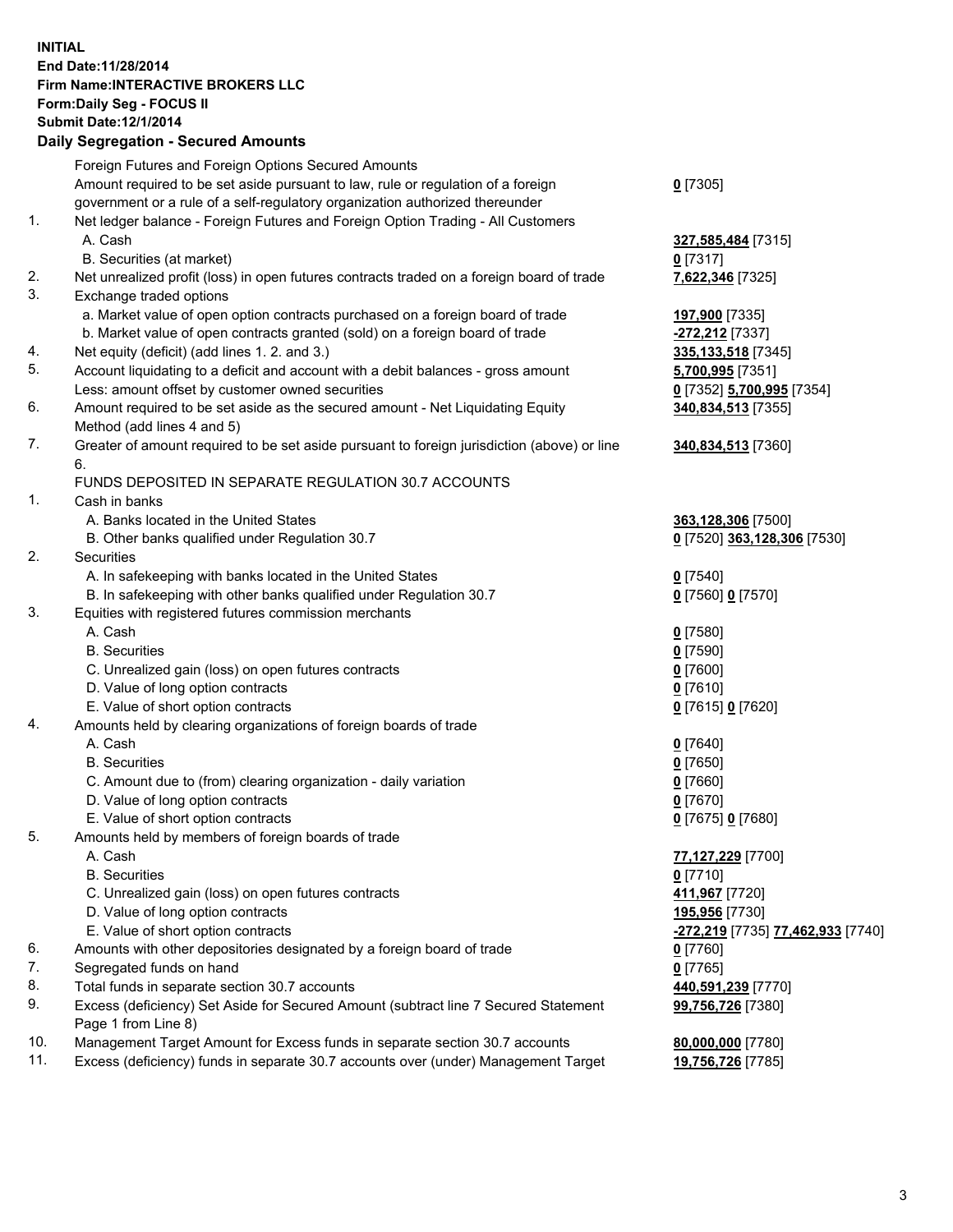**INITIAL**
**End Date:11/28/2014**
**Firm Name:INTERACTIVE BROKERS LLC**
**Form:Daily Seg - FOCUS II**
**Submit Date:12/1/2014**

## Daily Segregation - Secured Amounts

| | | |
|---|---|---|
| | Foreign Futures and Foreign Options Secured Amounts | |
| | Amount required to be set aside pursuant to law, rule or regulation of a foreign government or a rule of a self-regulatory organization authorized thereunder | **0** [7305] |
| 1. | Net ledger balance - Foreign Futures and Foreign Option Trading - All Customers | |
| | A. Cash | **327,585,484** [7315] |
| | B. Securities (at market) | **0** [7317] |
| 2. | Net unrealized profit (loss) in open futures contracts traded on a foreign board of trade | **7,622,346** [7325] |
| 3. | Exchange traded options | |
| | a. Market value of open option contracts purchased on a foreign board of trade | **197,900** [7335] |
| | b. Market value of open contracts granted (sold) on a foreign board of trade | **-272,212** [7337] |
| 4. | Net equity (deficit) (add lines 1. 2. and 3.) | **335,133,518** [7345] |
| 5. | Account liquidating to a deficit and account with a debit balances - gross amount | **5,700,995** [7351] |
| | Less: amount offset by customer owned securities | **0** [7352] **5,700,995** [7354] |
| 6. | Amount required to be set aside as the secured amount - Net Liquidating Equity Method (add lines 4 and 5) | **340,834,513** [7355] |
| 7. | Greater of amount required to be set aside pursuant to foreign jurisdiction (above) or line 6. | **340,834,513** [7360] |
| | FUNDS DEPOSITED IN SEPARATE REGULATION 30.7 ACCOUNTS | |
| 1. | Cash in banks | |
| | A. Banks located in the United States | **363,128,306** [7500] |
| | B. Other banks qualified under Regulation 30.7 | **0** [7520] **363,128,306** [7530] |
| 2. | Securities | |
| | A. In safekeeping with banks located in the United States | **0** [7540] |
| | B. In safekeeping with other banks qualified under Regulation 30.7 | **0** [7560] **0** [7570] |
| 3. | Equities with registered futures commission merchants | |
| | A. Cash | **0** [7580] |
| | B. Securities | **0** [7590] |
| | C. Unrealized gain (loss) on open futures contracts | **0** [7600] |
| | D. Value of long option contracts | **0** [7610] |
| | E. Value of short option contracts | **0** [7615] **0** [7620] |
| 4. | Amounts held by clearing organizations of foreign boards of trade | |
| | A. Cash | **0** [7640] |
| | B. Securities | **0** [7650] |
| | C. Amount due to (from) clearing organization - daily variation | **0** [7660] |
| | D. Value of long option contracts | **0** [7670] |
| | E. Value of short option contracts | **0** [7675] **0** [7680] |
| 5. | Amounts held by members of foreign boards of trade | |
| | A. Cash | **77,127,229** [7700] |
| | B. Securities | **0** [7710] |
| | C. Unrealized gain (loss) on open futures contracts | **411,967** [7720] |
| | D. Value of long option contracts | **195,956** [7730] |
| | E. Value of short option contracts | **-272,219** [7735] **77,462,933** [7740] |
| 6. | Amounts with other depositories designated by a foreign board of trade | **0** [7760] |
| 7. | Segregated funds on hand | **0** [7765] |
| 8. | Total funds in separate section 30.7 accounts | **440,591,239** [7770] |
| 9. | Excess (deficiency) Set Aside for Secured Amount (subtract line 7 Secured Statement Page 1 from Line 8) | **99,756,726** [7380] |
| 10. | Management Target Amount for Excess funds in separate section 30.7 accounts | **80,000,000** [7780] |
| 11. | Excess (deficiency) funds in separate 30.7 accounts over (under) Management Target | **19,756,726** [7785] |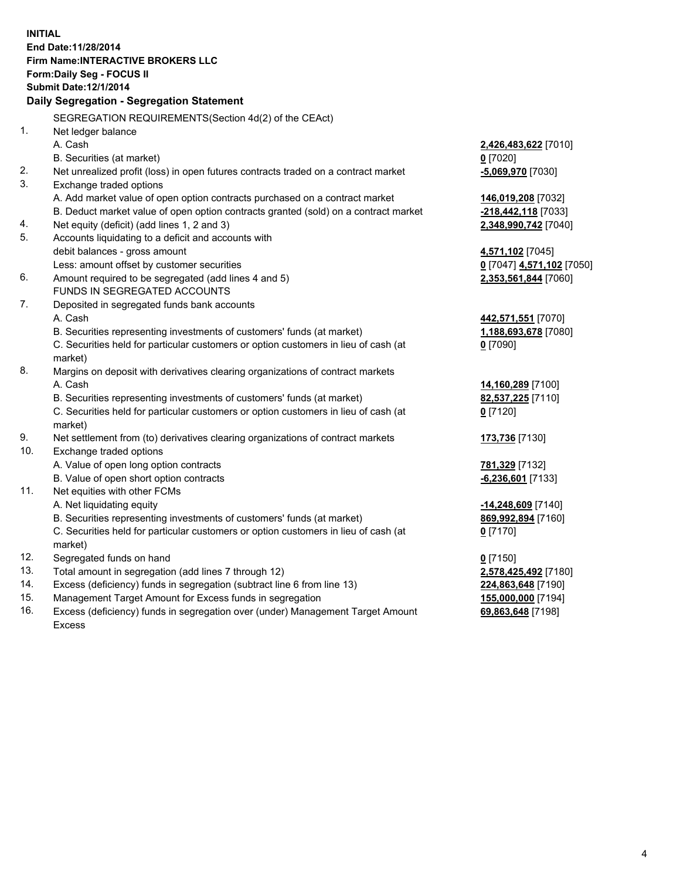**INITIAL**
**End Date:11/28/2014**
**Firm Name:INTERACTIVE BROKERS LLC**
**Form:Daily Seg - FOCUS II**
**Submit Date:12/1/2014**

## Daily Segregation - Segregation Statement

SEGREGATION REQUIREMENTS(Section 4d(2) of the CEAct)

| | | |
|---|---|---|
| 1. | Net ledger balance | |
| | A. Cash | **2,426,483,622** [7010] |
| | B. Securities (at market) | **0** [7020] |
| 2. | Net unrealized profit (loss) in open futures contracts traded on a contract market | **-5,069,970** [7030] |
| 3. | Exchange traded options | |
| | A. Add market value of open option contracts purchased on a contract market | **146,019,208** [7032] |
| | B. Deduct market value of open option contracts granted (sold) on a contract market | **-218,442,118** [7033] |
| 4. | Net equity (deficit) (add lines 1, 2 and 3) | **2,348,990,742** [7040] |
| 5. | Accounts liquidating to a deficit and accounts with debit balances - gross amount | **4,571,102** [7045] |
| | Less: amount offset by customer securities | **0** [7047] **4,571,102** [7050] |
| 6. | Amount required to be segregated (add lines 4 and 5) | **2,353,561,844** [7060] |
| | FUNDS IN SEGREGATED ACCOUNTS | |
| 7. | Deposited in segregated funds bank accounts | |
| | A. Cash | **442,571,551** [7070] |
| | B. Securities representing investments of customers' funds (at market) | **1,188,693,678** [7080] |
| | C. Securities held for particular customers or option customers in lieu of cash (at market) | **0** [7090] |
| 8. | Margins on deposit with derivatives clearing organizations of contract markets | |
| | A. Cash | **14,160,289** [7100] |
| | B. Securities representing investments of customers' funds (at market) | **82,537,225** [7110] |
| | C. Securities held for particular customers or option customers in lieu of cash (at market) | **0** [7120] |
| 9. | Net settlement from (to) derivatives clearing organizations of contract markets | **173,736** [7130] |
| 10. | Exchange traded options | |
| | A. Value of open long option contracts | **781,329** [7132] |
| | B. Value of open short option contracts | **-6,236,601** [7133] |
| 11. | Net equities with other FCMs | |
| | A. Net liquidating equity | **-14,248,609** [7140] |
| | B. Securities representing investments of customers' funds (at market) | **869,992,894** [7160] |
| | C. Securities held for particular customers or option customers in lieu of cash (at market) | **0** [7170] |
| 12. | Segregated funds on hand | **0** [7150] |
| 13. | Total amount in segregation (add lines 7 through 12) | **2,578,425,492** [7180] |
| 14. | Excess (deficiency) funds in segregation (subtract line 6 from line 13) | **224,863,648** [7190] |
| 15. | Management Target Amount for Excess funds in segregation | **155,000,000** [7194] |
| 16. | Excess (deficiency) funds in segregation over (under) Management Target Amount Excess | **69,863,648** [7198] |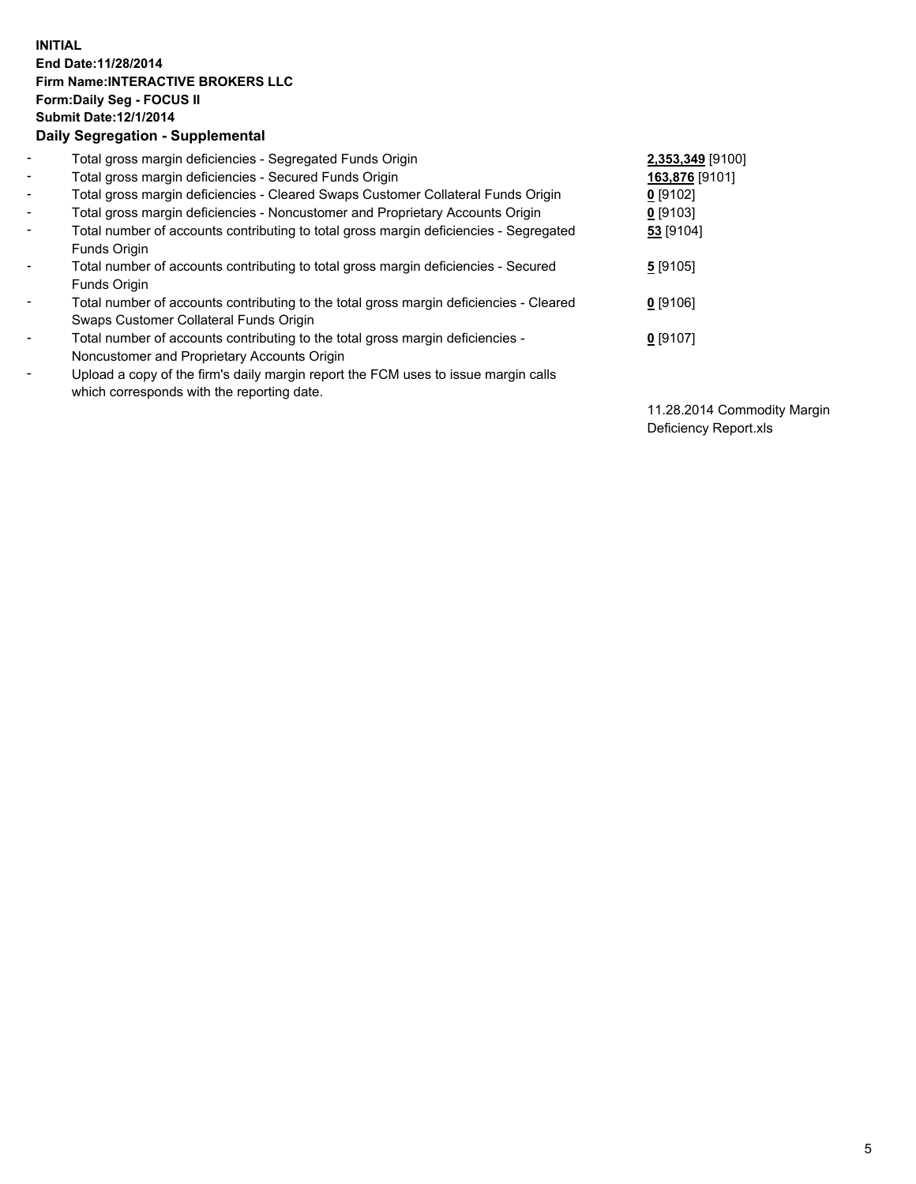**INITIAL**
**End Date:11/28/2014**
**Firm Name:INTERACTIVE BROKERS LLC**
**Form:Daily Seg - FOCUS II**
**Submit Date:12/1/2014**

**Daily Segregation - Supplemental**

| | | |
|---|---|---|
| - | Total gross margin deficiencies - Segregated Funds Origin | **2,353,349** [9100] |
| - | Total gross margin deficiencies - Secured Funds Origin | **163,876** [9101] |
| - | Total gross margin deficiencies - Cleared Swaps Customer Collateral Funds Origin | **0** [9102] |
| - | Total gross margin deficiencies - Noncustomer and Proprietary Accounts Origin | **0** [9103] |
| - | Total number of accounts contributing to total gross margin deficiencies - Segregated Funds Origin | **53** [9104] |
| - | Total number of accounts contributing to total gross margin deficiencies - Secured Funds Origin | **5** [9105] |
| - | Total number of accounts contributing to the total gross margin deficiencies - Cleared Swaps Customer Collateral Funds Origin | **0** [9106] |
| - | Total number of accounts contributing to the total gross margin deficiencies - Noncustomer and Proprietary Accounts Origin | **0** [9107] |
| - | Upload a copy of the firm's daily margin report the FCM uses to issue margin calls which corresponds with the reporting date. | 11.28.2014 Commodity Margin Deficiency Report.xls |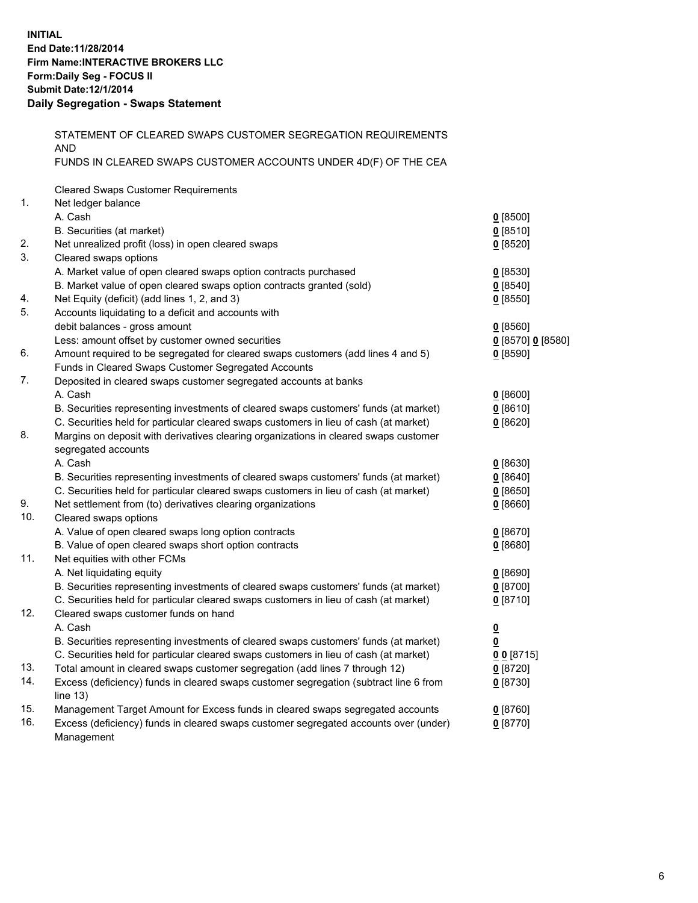**INITIAL**
**End Date:11/28/2014**
**Firm Name:INTERACTIVE BROKERS LLC**
**Form:Daily Seg - FOCUS II**
**Submit Date:12/1/2014**
**Daily Segregation - Swaps Statement**

STATEMENT OF CLEARED SWAPS CUSTOMER SEGREGATION REQUIREMENTS
AND
FUNDS IN CLEARED SWAPS CUSTOMER ACCOUNTS UNDER 4D(F) OF THE CEA

| | | |
|---|---|---|
| | Cleared Swaps Customer Requirements | |
| 1. | Net ledger balance | |
| | A. Cash | 0 [8500] |
| | B. Securities (at market) | 0 [8510] |
| 2. | Net unrealized profit (loss) in open cleared swaps | 0 [8520] |
| 3. | Cleared swaps options | |
| | A. Market value of open cleared swaps option contracts purchased | 0 [8530] |
| | B. Market value of open cleared swaps option contracts granted (sold) | 0 [8540] |
| 4. | Net Equity (deficit) (add lines 1, 2, and 3) | 0 [8550] |
| 5. | Accounts liquidating to a deficit and accounts with | |
| | debit balances - gross amount | 0 [8560] |
| | Less: amount offset by customer owned securities | 0 [8570] 0 [8580] |
| 6. | Amount required to be segregated for cleared swaps customers (add lines 4 and 5) | 0 [8590] |
| | Funds in Cleared Swaps Customer Segregated Accounts | |
| 7. | Deposited in cleared swaps customer segregated accounts at banks | |
| | A. Cash | 0 [8600] |
| | B. Securities representing investments of cleared swaps customers' funds (at market) | 0 [8610] |
| | C. Securities held for particular cleared swaps customers in lieu of cash (at market) | 0 [8620] |
| 8. | Margins on deposit with derivatives clearing organizations in cleared swaps customer segregated accounts | |
| | A. Cash | 0 [8630] |
| | B. Securities representing investments of cleared swaps customers' funds (at market) | 0 [8640] |
| | C. Securities held for particular cleared swaps customers in lieu of cash (at market) | 0 [8650] |
| 9. | Net settlement from (to) derivatives clearing organizations | 0 [8660] |
| 10. | Cleared swaps options | |
| | A. Value of open cleared swaps long option contracts | 0 [8670] |
| | B. Value of open cleared swaps short option contracts | 0 [8680] |
| 11. | Net equities with other FCMs | |
| | A. Net liquidating equity | 0 [8690] |
| | B. Securities representing investments of cleared swaps customers' funds (at market) | 0 [8700] |
| | C. Securities held for particular cleared swaps customers in lieu of cash (at market) | 0 [8710] |
| 12. | Cleared swaps customer funds on hand | |
| | A. Cash | 0 |
| | B. Securities representing investments of cleared swaps customers' funds (at market) | 0 |
| | C. Securities held for particular cleared swaps customers in lieu of cash (at market) | 0 0 [8715] |
| 13. | Total amount in cleared swaps customer segregation (add lines 7 through 12) | 0 [8720] |
| 14. | Excess (deficiency) funds in cleared swaps customer segregation (subtract line 6 from line 13) | 0 [8730] |
| 15. | Management Target Amount for Excess funds in cleared swaps segregated accounts | 0 [8760] |
| 16. | Excess (deficiency) funds in cleared swaps customer segregated accounts over (under) Management | 0 [8770] |